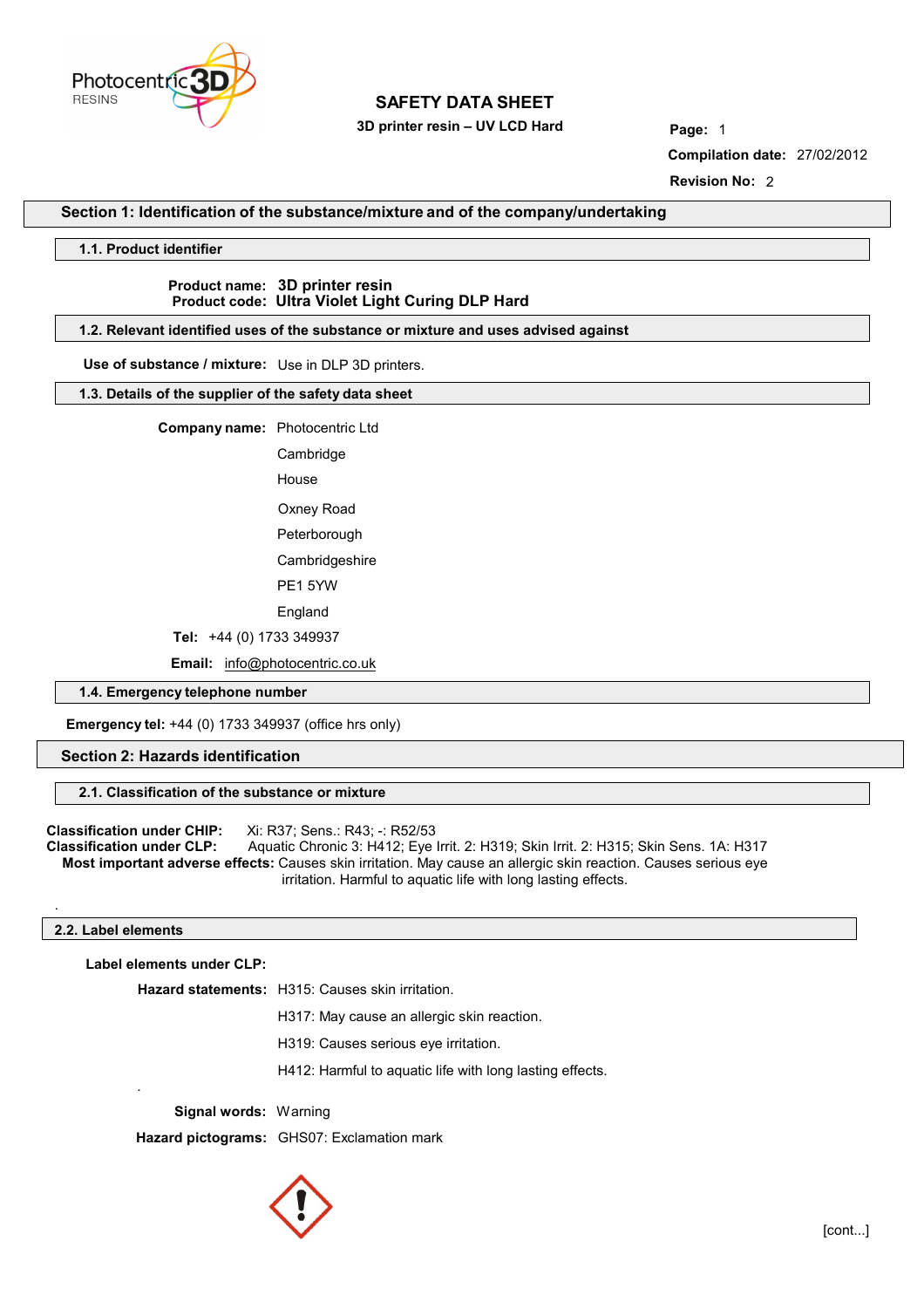# SAFETY DATA SHEET

**3D printer resin – UV LCD Hard**

**Page:** 1

**Compilation date:** 27/02/2012

**Revision No:** 2

## Section 1: Identification of the substance/mixture and of the company/undertaking

### 1.1. Product identifier

**Product name:** **3D printer resin**
**Product code:** **Ultra Violet Light Curing DLP Hard**

### 1.2. Relevant identified uses of the substance or mixture and uses advised against

**Use of substance / mixture:** Use in DLP 3D printers.

### 1.3. Details of the supplier of the safety data sheet

**Company name:** Photocentric Ltd

Cambridge

House

Oxney Road

Peterborough

Cambridgeshire

PE1 5YW

England

**Tel:** +44 (0) 1733 349937

**Email:** info@photocentric.co.uk

### 1.4. Emergency telephone number

**Emergency tel:** +44 (0) 1733 349937 (office hrs only)

## Section 2: Hazards identification

### 2.1. Classification of the substance or mixture

**Classification under CHIP:** Xi: R37; Sens.: R43; -: R52/53

**Classification under CLP:** Aquatic Chronic 3: H412; Eye Irrit. 2: H319; Skin Irrit. 2: H315; Skin Sens. 1A: H317

**Most important adverse effects:** Causes skin irritation. May cause an allergic skin reaction. Causes serious eye irritation. Harmful to aquatic life with long lasting effects.

### 2.2. Label elements

**Label elements under CLP:**

**Hazard statements:** H315: Causes skin irritation.

H317: May cause an allergic skin reaction.

H319: Causes serious eye irritation.

H412: Harmful to aquatic life with long lasting effects.

**Signal words:** Warning

**Hazard pictograms:** GHS07: Exclamation mark

[cont...]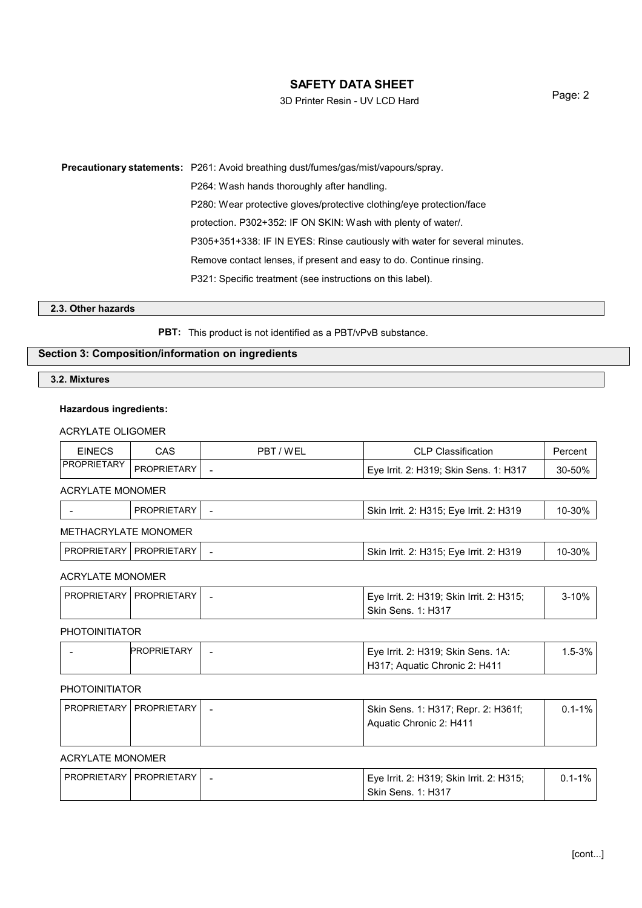**Precautionary statements:** P261: Avoid breathing dust/fumes/gas/mist/vapours/spray.

P264: Wash hands thoroughly after handling.

P280: Wear protective gloves/protective clothing/eye protection/face protection. P302+352: IF ON SKIN: Wash with plenty of water/.

P305+351+338: IF IN EYES: Rinse cautiously with water for several minutes. Remove contact lenses, if present and easy to do. Continue rinsing.

P321: Specific treatment (see instructions on this label).

### 2.3. Other hazards

**PBT:** This product is not identified as a PBT/vPvB substance.

## Section 3: Composition/information on ingredients

### 3.2. Mixtures

**Hazardous ingredients:**

ACRYLATE OLIGOMER

| EINECS | CAS | PBT / WEL | CLP Classification | Percent |
|---|---|---|---|---|
| PROPRIETARY | PROPRIETARY | - | Eye Irrit. 2: H319; Skin Sens. 1: H317 | 30-50% |

ACRYLATE MONOMER

| EINECS | CAS | PBT / WEL | CLP Classification | Percent |
|---|---|---|---|---|
| - | PROPRIETARY | - | Skin Irrit. 2: H315; Eye Irrit. 2: H319 | 10-30% |

METHACRYLATE MONOMER

| EINECS | CAS | PBT / WEL | CLP Classification | Percent |
|---|---|---|---|---|
| PROPRIETARY | PROPRIETARY | - | Skin Irrit. 2: H315; Eye Irrit. 2: H319 | 10-30% |

ACRYLATE MONOMER

| EINECS | CAS | PBT / WEL | CLP Classification | Percent |
|---|---|---|---|---|
| PROPRIETARY | PROPRIETARY | - | Eye Irrit. 2: H319; Skin Irrit. 2: H315; Skin Sens. 1: H317 | 3-10% |

PHOTOINITIATOR

| EINECS | CAS | PBT / WEL | CLP Classification | Percent |
|---|---|---|---|---|
| - | PROPRIETARY | - | Eye Irrit. 2: H319; Skin Sens. 1A: H317; Aquatic Chronic 2: H411 | 1.5-3% |

PHOTOINITIATOR

| EINECS | CAS | PBT / WEL | CLP Classification | Percent |
|---|---|---|---|---|
| PROPRIETARY | PROPRIETARY | - | Skin Sens. 1: H317; Repr. 2: H361f; Aquatic Chronic 2: H411 | 0.1-1% |

ACRYLATE MONOMER

| EINECS | CAS | PBT / WEL | CLP Classification | Percent |
|---|---|---|---|---|
| PROPRIETARY | PROPRIETARY | - | Eye Irrit. 2: H319; Skin Irrit. 2: H315; Skin Sens. 1: H317 | 0.1-1% |

[cont...]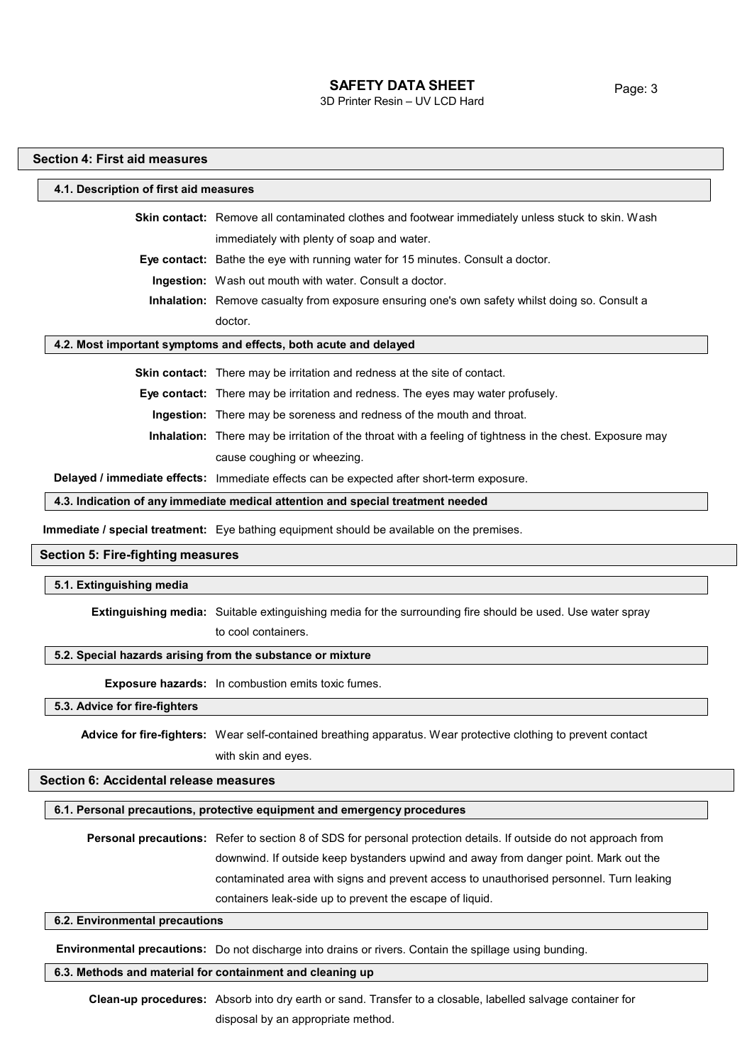## Section 4: First aid measures

### 4.1. Description of first aid measures

**Skin contact:** Remove all contaminated clothes and footwear immediately unless stuck to skin. Wash immediately with plenty of soap and water.

**Eye contact:** Bathe the eye with running water for 15 minutes. Consult a doctor.

**Ingestion:** Wash out mouth with water. Consult a doctor.

**Inhalation:** Remove casualty from exposure ensuring one's own safety whilst doing so. Consult a doctor.

### 4.2. Most important symptoms and effects, both acute and delayed

**Skin contact:** There may be irritation and redness at the site of contact.

**Eye contact:** There may be irritation and redness. The eyes may water profusely.

**Ingestion:** There may be soreness and redness of the mouth and throat.

**Inhalation:** There may be irritation of the throat with a feeling of tightness in the chest. Exposure may cause coughing or wheezing.

**Delayed / immediate effects:** Immediate effects can be expected after short-term exposure.

### 4.3. Indication of any immediate medical attention and special treatment needed

**Immediate / special treatment:** Eye bathing equipment should be available on the premises.

## Section 5: Fire-fighting measures

### 5.1. Extinguishing media

**Extinguishing media:** Suitable extinguishing media for the surrounding fire should be used. Use water spray to cool containers.

### 5.2. Special hazards arising from the substance or mixture

**Exposure hazards:** In combustion emits toxic fumes.

### 5.3. Advice for fire-fighters

**Advice for fire-fighters:** Wear self-contained breathing apparatus. Wear protective clothing to prevent contact with skin and eyes.

## Section 6: Accidental release measures

### 6.1. Personal precautions, protective equipment and emergency procedures

**Personal precautions:** Refer to section 8 of SDS for personal protection details. If outside do not approach from downwind. If outside keep bystanders upwind and away from danger point. Mark out the contaminated area with signs and prevent access to unauthorised personnel. Turn leaking containers leak-side up to prevent the escape of liquid.

### 6.2. Environmental precautions

**Environmental precautions:** Do not discharge into drains or rivers. Contain the spillage using bunding.

### 6.3. Methods and material for containment and cleaning up

**Clean-up procedures:** Absorb into dry earth or sand. Transfer to a closable, labelled salvage container for disposal by an appropriate method.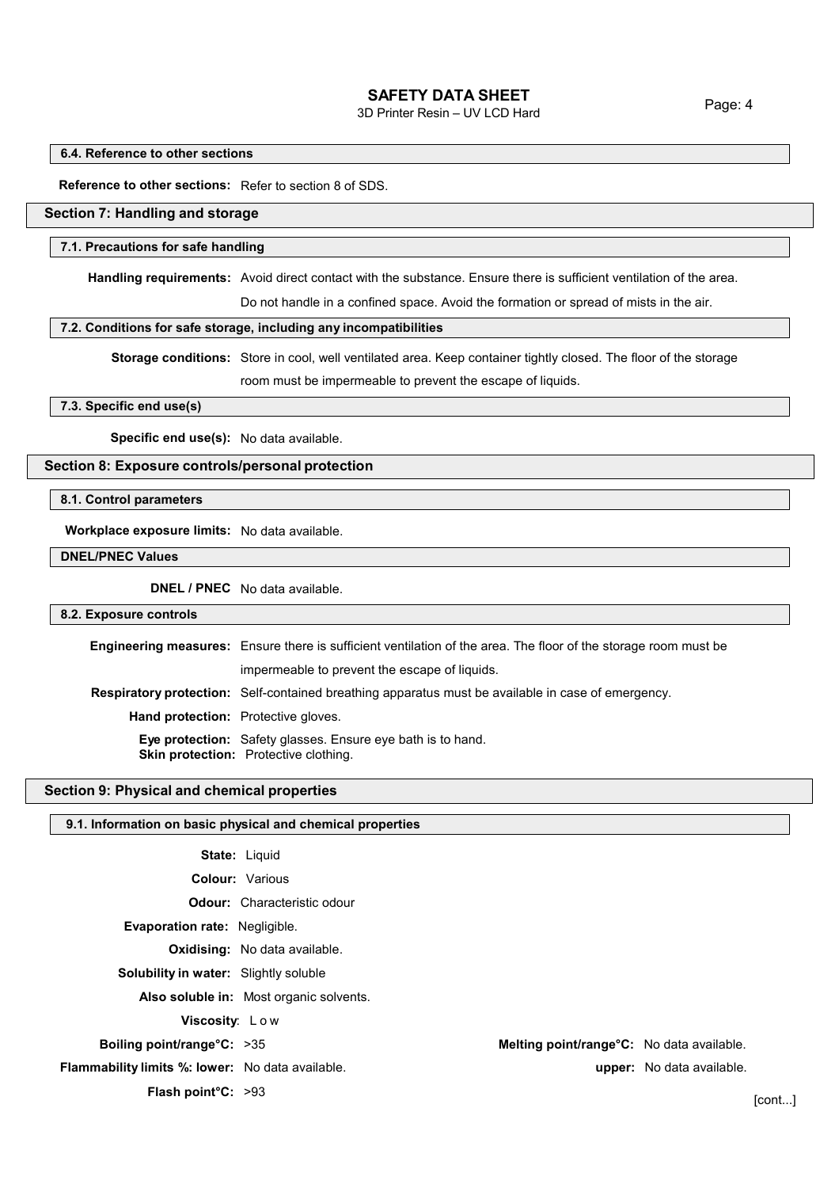### 6.4. Reference to other sections

**Reference to other sections:** Refer to section 8 of SDS.

## Section 7: Handling and storage

### 7.1. Precautions for safe handling

**Handling requirements:** Avoid direct contact with the substance. Ensure there is sufficient ventilation of the area. Do not handle in a confined space. Avoid the formation or spread of mists in the air.

### 7.2. Conditions for safe storage, including any incompatibilities

**Storage conditions:** Store in cool, well ventilated area. Keep container tightly closed. The floor of the storage room must be impermeable to prevent the escape of liquids.

### 7.3. Specific end use(s)

**Specific end use(s):** No data available.

## Section 8: Exposure controls/personal protection

### 8.1. Control parameters

**Workplace exposure limits:** No data available.

### DNEL/PNEC Values

**DNEL / PNEC** No data available.

### 8.2. Exposure controls

**Engineering measures:** Ensure there is sufficient ventilation of the area. The floor of the storage room must be impermeable to prevent the escape of liquids.

**Respiratory protection:** Self-contained breathing apparatus must be available in case of emergency.

**Hand protection:** Protective gloves.

**Eye protection:** Safety glasses. Ensure eye bath is to hand.

**Skin protection:** Protective clothing.

## Section 9: Physical and chemical properties

### 9.1. Information on basic physical and chemical properties

**State:** Liquid

**Colour:** Various

**Odour:** Characteristic odour

**Evaporation rate:** Negligible.

**Oxidising:** No data available.

**Solubility in water:** Slightly soluble

**Also soluble in:** Most organic solvents.

**Viscosity**: L o w

**Boiling point/range°C:** >35

**Melting point/range°C:** No data available.

**Flammability limits %: lower:** No data available.

**upper:** No data available.

**Flash point°C:** >93

[cont...]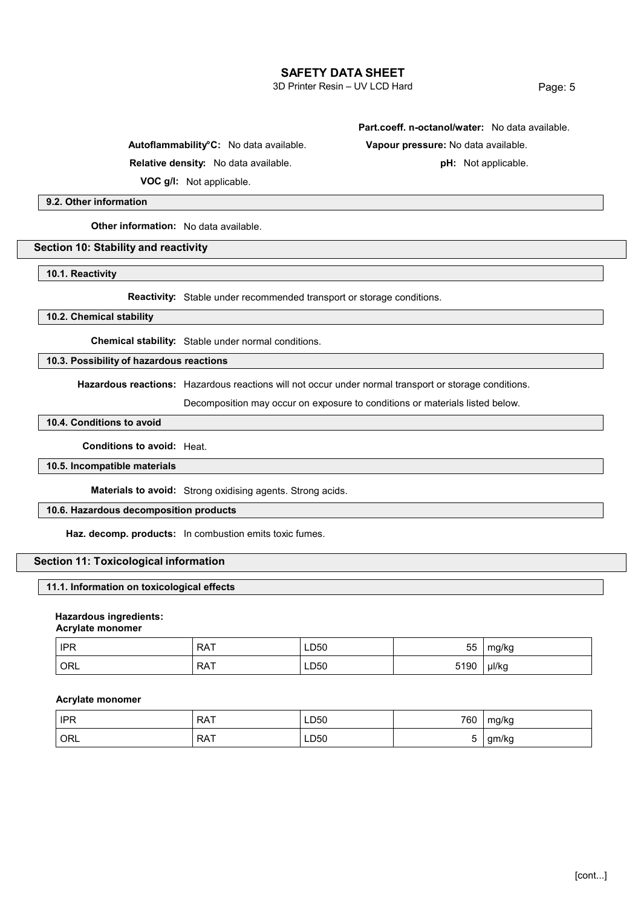**Part.coeff. n-octanol/water:** No data available.

**Autoflammability°C:** No data available.

**Vapour pressure:** No data available.

**Relative density:** No data available.

**pH:** Not applicable.

**VOC g/l:** Not applicable.

### 9.2. Other information

**Other information:** No data available.

## Section 10: Stability and reactivity

### 10.1. Reactivity

**Reactivity:** Stable under recommended transport or storage conditions.

### 10.2. Chemical stability

**Chemical stability:** Stable under normal conditions.

### 10.3. Possibility of hazardous reactions

**Hazardous reactions:** Hazardous reactions will not occur under normal transport or storage conditions.

Decomposition may occur on exposure to conditions or materials listed below.

### 10.4. Conditions to avoid

**Conditions to avoid:** Heat.

### 10.5. Incompatible materials

**Materials to avoid:** Strong oxidising agents. Strong acids.

### 10.6. Hazardous decomposition products

**Haz. decomp. products:** In combustion emits toxic fumes.

## Section 11: Toxicological information

### 11.1. Information on toxicological effects

**Hazardous ingredients:**

**Acrylate monomer**

| | | | | |
|---|---|---|---|---|
| IPR | RAT | LD50 | 55 | mg/kg |
| ORL | RAT | LD50 | 5190 | µl/kg |

**Acrylate monomer**

| | | | | |
|---|---|---|---|---|
| IPR | RAT | LD50 | 760 | mg/kg |
| ORL | RAT | LD50 | 5 | gm/kg |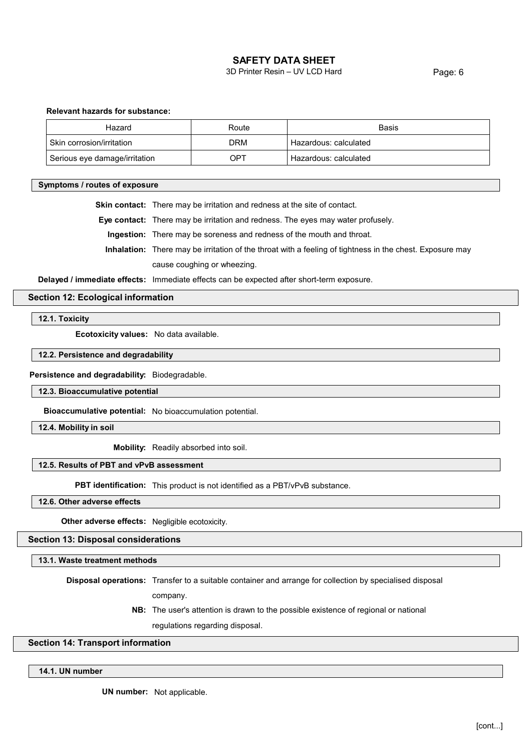**Relevant hazards for substance:**

| Hazard | Route | Basis |
| --- | --- | --- |
| Skin corrosion/irritation | DRM | Hazardous: calculated |
| Serious eye damage/irritation | OPT | Hazardous: calculated |

#### Symptoms / routes of exposure

**Skin contact:** There may be irritation and redness at the site of contact.

**Eye contact:** There may be irritation and redness. The eyes may water profusely.

**Ingestion:** There may be soreness and redness of the mouth and throat.

**Inhalation:** There may be irritation of the throat with a feeling of tightness in the chest. Exposure may cause coughing or wheezing.

**Delayed / immediate effects:** Immediate effects can be expected after short-term exposure.

### Section 12: Ecological information

#### 12.1. Toxicity

**Ecotoxicity values:** No data available.

#### 12.2. Persistence and degradability

**Persistence and degradability:** Biodegradable.

#### 12.3. Bioaccumulative potential

**Bioaccumulative potential:** No bioaccumulation potential.

#### 12.4. Mobility in soil

**Mobility:** Readily absorbed into soil.

#### 12.5. Results of PBT and vPvB assessment

**PBT identification:** This product is not identified as a PBT/vPvB substance.

#### 12.6. Other adverse effects

**Other adverse effects:** Negligible ecotoxicity.

### Section 13: Disposal considerations

#### 13.1. Waste treatment methods

**Disposal operations:** Transfer to a suitable container and arrange for collection by specialised disposal company.

**NB:** The user's attention is drawn to the possible existence of regional or national regulations regarding disposal.

### Section 14: Transport information

#### 14.1. UN number

**UN number:** Not applicable.

[cont...]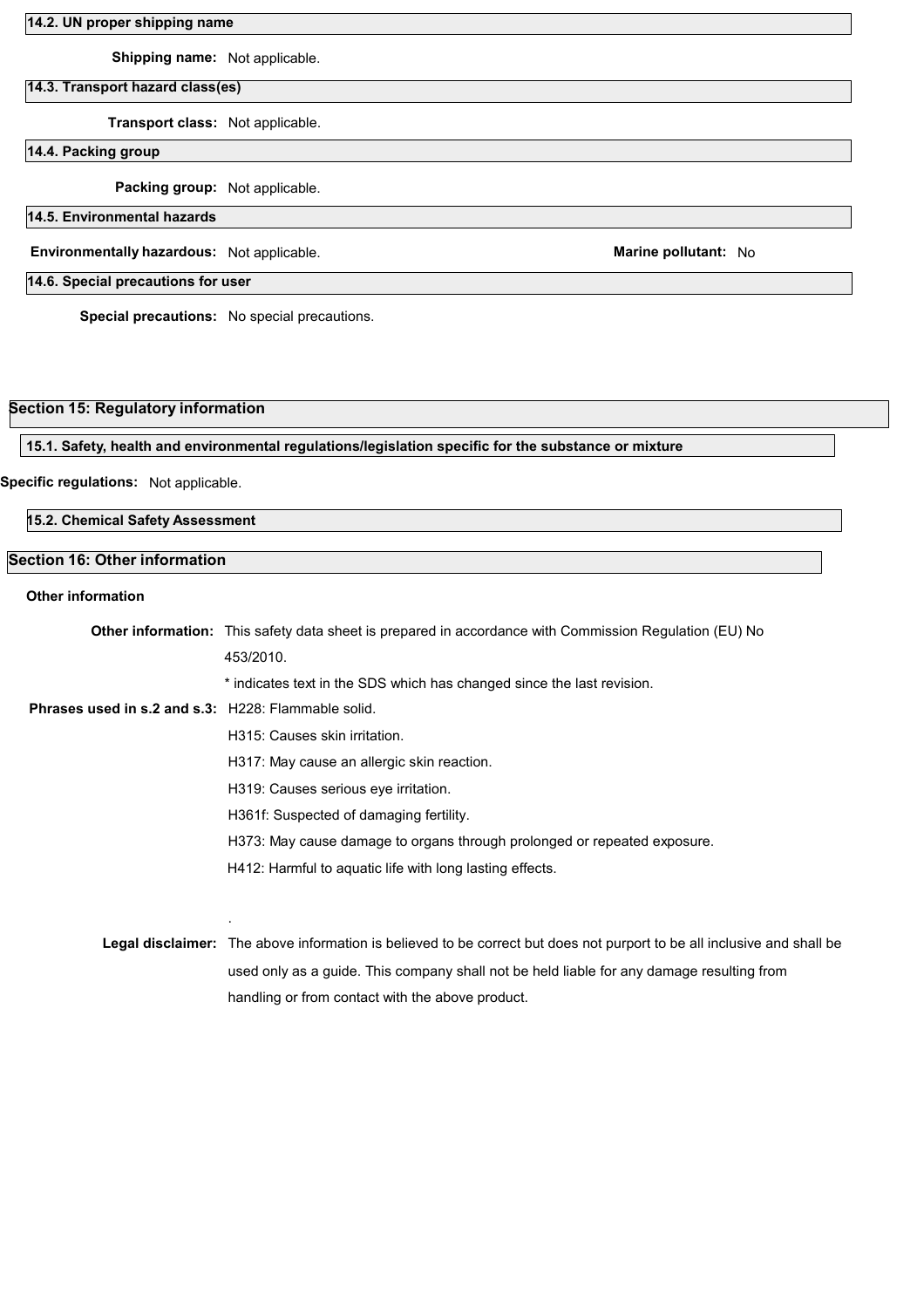#### 14.2. UN proper shipping name

**Shipping name:** Not applicable.

#### 14.3. Transport hazard class(es)

**Transport class:** Not applicable.

#### 14.4. Packing group

**Packing group:** Not applicable.

#### 14.5. Environmental hazards

**Environmentally hazardous:** Not applicable.

**Marine pollutant:** No

#### 14.6. Special precautions for user

**Special precautions:** No special precautions.

## Section 15: Regulatory information

#### 15.1. Safety, health and environmental regulations/legislation specific for the substance or mixture

**Specific regulations:** Not applicable.

#### 15.2. Chemical Safety Assessment

## Section 16: Other information

**Other information**

**Other information:** This safety data sheet is prepared in accordance with Commission Regulation (EU) No 453/2010.

* indicates text in the SDS which has changed since the last revision.

**Phrases used in s.2 and s.3:** H228: Flammable solid.

H315: Causes skin irritation.

H317: May cause an allergic skin reaction.

H319: Causes serious eye irritation.

H361f: Suspected of damaging fertility.

H373: May cause damage to organs through prolonged or repeated exposure.

H412: Harmful to aquatic life with long lasting effects.

.

**Legal disclaimer:** The above information is believed to be correct but does not purport to be all inclusive and shall be used only as a guide. This company shall not be held liable for any damage resulting from handling or from contact with the above product.